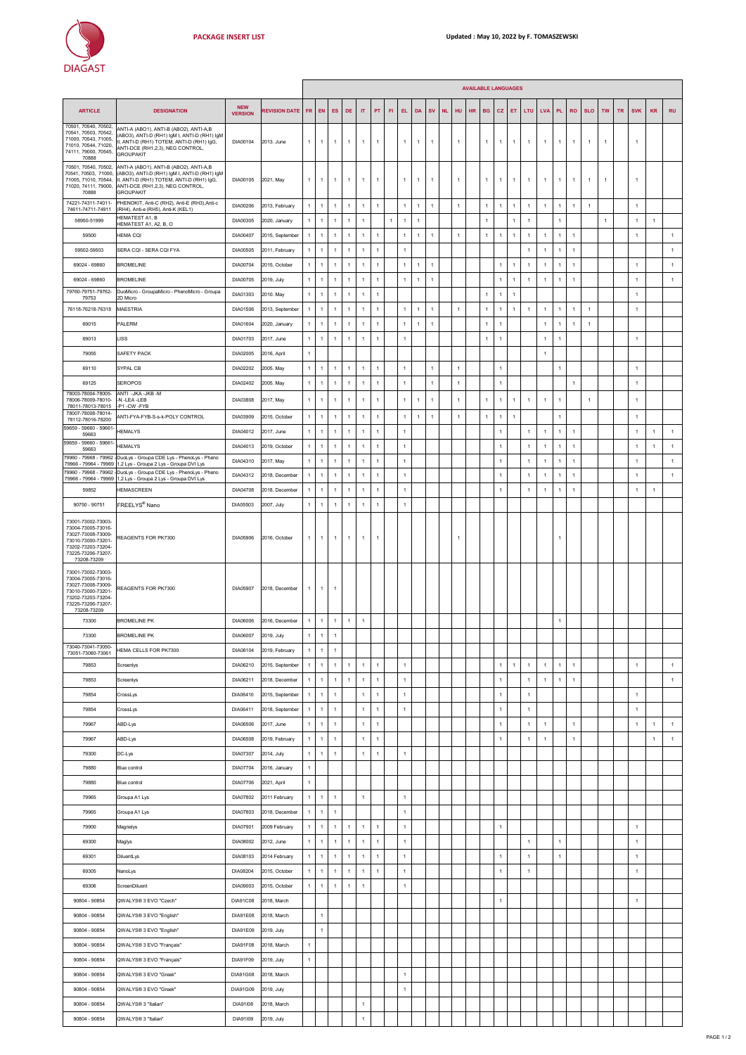**DIAGAST**

**PACKAGE INSERT LIST**

**Updated : May 10, 2022 by F. TOMASZEWSKI**

| ARTICLE | DESIGNATION | NEW VERSION | REVISION DATE | FR | EN | ES | DE | IT | PT | FI | EL | DA | SV | NL | HU | HR | BG | CZ | ET | LTU | LVA | PL | RO | SLO | TW | TR | SVK | KR | RU |
|---|---|---|---|---|---|---|---|---|---|---|---|---|---|---|---|---|---|---|---|---|---|---|---|---|---|---|---|---|---|
| | | | | AVAILABLE LANGUAGES | | | | | | | | | | | | | | | | | | | | | | | | | |
| 70501, 70540, 70502, 70541, 70503, 70542, 71000, 70543, 71005, 71010, 70544, 71020, 74111, 79000, 70545, 70888 | ANTI-A (ABO1), ANTI-B (ABO2), ANTI-A,B (ABO3), ANTI-D (RH1) IgM I, ANTI-D (RH1) IgM II, ANTI-D (RH1) TOTEM, ANTI-D (RH1) IgG, ANTI-DCE (RH1,2,3), NEG CONTROL, GROUPAKIT | DIA00104 | 2013. June | 1 | 1 | 1 | 1 | 1 | 1 | | 1 | 1 | 1 | | 1 | | 1 | 1 | 1 | 1 | 1 | 1 | 1 | 1 | 1 | | 1 | | |
| 70501, 70540, 70502, 70541, 70503, 71000, 71005, 71010, 70544, 71020, 74111, 79000, 70888 | ANTI-A (ABO1), ANTI-B (ABO2), ANTI-A,B (ABO3), ANTI-D (RH1) IgM I, ANTI-D (RH1) IgM II, ANTI-D (RH1) TOTEM, ANTI-D (RH1) IgG, ANTI-DCE (RH1,2,3), NEG CONTROL, GROUPAKIT | DIA00105 | 2021, May | 1 | 1 | 1 | 1 | 1 | 1 | | 1 | 1 | 1 | | 1 | | 1 | 1 | 1 | 1 | 1 | 1 | 1 | 1 | 1 | | 1 | | |
| 74221-74311-74011-74611-74711-74911 | PHENOKIT, Anti-C (RH2), Anti-E (RH3),Anti-c (RH4), Anti-e (RH5), Anti-K (KEL1) | DIA00206 | 2013, February | 1 | 1 | 1 | 1 | 1 | 1 | | 1 | 1 | 1 | | 1 | | 1 | 1 | 1 | 1 | 1 | 1 | 1 | 1 | | | 1 | | |
| 58950-51999 | HEMATEST A1, B HEMATEST A1, A2, B, O | DIA00305 | 2020, January | 1 | 1 | 1 | 1 | 1 | | 1 | 1 | 1 | | | | | 1 | | 1 | 1 | | 1 | | | 1 | | 1 | 1 | |
| 59500 | HEMA CQI | DIA00407 | 2015, September | 1 | 1 | 1 | 1 | 1 | 1 | | 1 | 1 | 1 | | 1 | | 1 | 1 | 1 | 1 | 1 | 1 | 1 | | | | 1 | | 1 |
| 59502-59503 | SERA CQI - SERA CQI FYA | DIA00505 | 2011, February | 1 | 1 | 1 | 1 | 1 | 1 | | 1 | | | | | | | | | 1 | 1 | 1 | 1 | | | | | | 1 |
| 69024 - 69860 | BROMELINE | DIA00704 | 2015, October | 1 | 1 | 1 | 1 | 1 | 1 | | 1 | 1 | 1 | | | | | 1 | 1 | 1 | 1 | 1 | 1 | | | | 1 | | 1 |
| 69024 - 69860 | BROMELINE | DIA00705 | 2019, July | 1 | 1 | 1 | 1 | 1 | 1 | | 1 | 1 | 1 | | | | | 1 | 1 | 1 | 1 | 1 | 1 | | | | 1 | | 1 |
| 79760-79751-79762-79753 | DuoMicro - GroupaMicro - PhenoMicro - Groupa 2D Micro | DIA01303 | 2010. May | 1 | 1 | 1 | 1 | 1 | 1 | | | | | | | | 1 | 1 | 1 | | | | | | | | 1 | | |
| 76118-76218-76318 | MAESTRIA | DIA01506 | 2013, September | 1 | 1 | 1 | 1 | 1 | 1 | | 1 | 1 | 1 | | 1 | | 1 | 1 | 1 | 1 | 1 | 1 | 1 | 1 | | | 1 | | |
| 69015 | PALERM | DIA01604 | 2020, January | 1 | 1 | 1 | 1 | 1 | 1 | | 1 | 1 | 1 | | | | 1 | 1 | | | 1 | 1 | 1 | 1 | | | | | |
| 69013 | LISS | DIA01703 | 2017, June | 1 | 1 | 1 | 1 | 1 | 1 | | 1 | | | | | | 1 | 1 | | | 1 | 1 | | | | | 1 | | |
| 79055 | SAFETY PACK | DIA02005 | 2016, April | 1 | | | | | | | | | | | | | | | | | 1 | | | | | | | | |
| 69110 | SYPAL CB | DIA02202 | 2005. May | 1 | 1 | 1 | 1 | 1 | 1 | | 1 | | 1 | | 1 | | | 1 | | | | 1 | | | | | 1 | | |
| 69125 | SEROPOS | DIA02402 | 2005. May | 1 | 1 | 1 | 1 | 1 | 1 | | 1 | | 1 | | 1 | | | 1 | | | | | 1 | | | | 1 | | |
| 78003-78004-78005-78006-78009-78010-78011-78013-78015 | ANTI -JKA -JKB -M -N -LEA -LEB -P1 -CW -FYB | DIA03808 | 2017, May | 1 | 1 | 1 | 1 | 1 | 1 | | 1 | 1 | 1 | | 1 | | 1 | 1 | 1 | 1 | 1 | 1 | | 1 | | | 1 | | |
| 78007-78008-78014-78112-78016-78200 | ANTI-FYA-FYB-S-s-k-POLY CONTROL | DIA03909 | 2015, October | 1 | 1 | 1 | 1 | 1 | 1 | | 1 | 1 | 1 | | 1 | | 1 | 1 | 1 | | | 1 | | | | | 1 | | |
| 59659 - 59660 - 59661-59663 | HEMALYS | DIA04012 | 2017, June | 1 | 1 | 1 | 1 | 1 | 1 | | 1 | | | | | | | 1 | | 1 | 1 | 1 | 1 | | | | 1 | 1 | 1 |
| 59659 - 59660 - 59661-59663 | HEMALYS | DIA04013 | 2019, October | 1 | 1 | 1 | 1 | 1 | 1 | | 1 | | | | | | | 1 | | 1 | 1 | 1 | 1 | | | | 1 | 1 | 1 |
| 79960 - 79968 - 79962 - 79966 - 79964 - 79969 | DuoLys - Groupa CDE Lys - PhenoLys - Pheno 1,2 Lys - Groupa 2 Lys - Groupa DVI Lys | DIA04310 | 2017, May | 1 | 1 | 1 | 1 | 1 | 1 | | 1 | | | | | | | 1 | | 1 | 1 | 1 | 1 | | | | 1 | | 1 |
| 79960 - 79968 - 79962 - 79966 - 79964 - 79969 | DuoLys - Groupa CDE Lys - PhenoLys - Pheno 1,2 Lys - Groupa 2 Lys - Groupa DVI Lys | DIA04312 | 2018, December | 1 | 1 | 1 | 1 | 1 | 1 | | 1 | | | | | | | 1 | | 1 | 1 | 1 | 1 | | | | 1 | | 1 |
| 59852 | HEMASCREEN | DIA04708 | 2018, December | 1 | 1 | 1 | 1 | 1 | 1 | | 1 | | | | | | | 1 | | 1 | 1 | 1 | 1 | | | | 1 | 1 | |
| 90750 - 90751 | FREELYS® Nano | DIA05503 | 2007, July | 1 | 1 | 1 | 1 | 1 | 1 | | 1 | | | | | | | | | | | | | | | | | | |
| 73001-73002-73003-73004-73005-73016-73027-73008-73009-73010-73000-73201-73202-73203-73204-73225-73206-73207-73208-73209 | REAGENTS FOR PK7300 | DIA05906 | 2016, October | 1 | 1 | 1 | 1 | 1 | 1 | | | | | | 1 | | | | | | | 1 | | | | | | | |
| 73001-73002-73003-73004-73005-73016-73027-73008-73009-73010-73000-73201-73202-73203-73204-73225-73206-73207-73208-73209 | REAGENTS FOR PK7300 | DIA05907 | 2018, December | 1 | 1 | 1 | | | | | | | | | | | | | | | | | | | | | | | |
| 73300 | BROMELINE PK | DIA06006 | 2016, December | 1 | 1 | 1 | 1 | 1 | | | | | | | | | | | | | | 1 | | | | | | | |
| 73300 | BROMELINE PK | DIA06007 | 2019, July | 1 | 1 | 1 | | | | | | | | | | | | | | | | | | | | | | | |
| 73040-73041-73050-73051-73060-73061 | HEMA CELLS FOR PK7300 | DIA06104 | 2019, February | 1 | 1 | 1 | | | | | | | | | | | | | | | | | | | | | | | |
| 79853 | Screenlys | DIA06210 | 2015, September | 1 | 1 | 1 | 1 | 1 | 1 | | 1 | | | | | | | 1 | 1 | 1 | 1 | 1 | 1 | | | | 1 | | 1 |
| 79853 | Screenlys | DIA06211 | 2018, December | 1 | 1 | 1 | 1 | 1 | 1 | | 1 | | | | | | | 1 | | 1 | 1 | 1 | 1 | | | | | | 1 |
| 79854 | CrossLys | DIA06410 | 2015, September | 1 | 1 | 1 | | 1 | 1 | | 1 | | | | | | | 1 | | 1 | | | | | | | 1 | | |
| 79854 | CrossLys | DIA06411 | 2018, September | 1 | 1 | 1 | | 1 | 1 | | 1 | | | | | | | 1 | | 1 | | | | | | | 1 | | |
| 79967 | ABD-Lys | DIA06506 | 2017, June | 1 | 1 | 1 | | 1 | 1 | | | | | | | | | 1 | | 1 | 1 | | 1 | | | | 1 | 1 | 1 |
| 79967 | ABD-Lys | DIA06508 | 2019, February | 1 | 1 | 1 | | 1 | 1 | | | | | | | | | 1 | | 1 | 1 | | 1 | | | | | 1 | 1 |
| 79300 | DC-Lys | DIA07307 | 2014, July | 1 | 1 | 1 | | 1 | 1 | | 1 | | | | | | | | | | | | | | | | | | |
| 79880 | Blue control | DIA07704 | 2016, January | 1 | | | | | | | | | | | | | | | | | | | | | | | | | |
| 79880 | Blue control | DIA07706 | 2021, April | 1 | | | | | | | | | | | | | | | | | | | | | | | | | |
| 79965 | Groupa A1 Lys | DIA07802 | 2011 February | 1 | 1 | 1 | | 1 | | | 1 | | | | | | | | | | | | | | | | | | |
| 79965 | Groupa A1 Lys | DIA07803 | 2018, December | 1 | 1 | 1 | | | | | 1 | | | | | | | | | | | | | | | | | | |
| 79900 | Magnelys | DIA07901 | 2009 February | 1 | 1 | 1 | 1 | 1 | 1 | | 1 | | | | | | | 1 | | | | | | | | | 1 | | |
| 69300 | Maglys | DIA08002 | 2012, June | 1 | 1 | 1 | 1 | 1 | 1 | | 1 | | | | | | | | | 1 | | 1 | | | | | 1 | | |
| 69301 | DiluentLys | DIA08103 | 2014 February | 1 | 1 | 1 | 1 | 1 | 1 | | 1 | | | | | | | 1 | | 1 | | 1 | | | | | 1 | | |
| 69305 | NanoLys | DIA08204 | 2015, October | 1 | 1 | 1 | 1 | 1 | 1 | | 1 | | | | | | | 1 | | 1 | | | | | | | 1 | | |
| 69306 | ScreenDiluent | DIA09003 | 2015, October | 1 | 1 | 1 | 1 | 1 | | | 1 | | | | | | | | | | | | | | | | | | |
| 90804 - 90854 | QWALYS® 3 EVO "Czech" | DIA91C08 | 2018, March | | | | | | | | | | | | | | | 1 | | | | | | | | | 1 | | |
| 90804 - 90854 | QWALYS® 3 EVO "English" | DIA91E08 | 2018, March | | 1 | | | | | | | | | | | | | | | | | | | | | | | | |
| 90804 - 90854 | QWALYS® 3 EVO "English" | DIA91E09 | 2019, July | | 1 | | | | | | | | | | | | | | | | | | | | | | | | |
| 90804 - 90854 | QWALYS® 3 EVO "Français" | DIA91F08 | 2018, March | 1 | | | | | | | | | | | | | | | | | | | | | | | | | |
| 90804 - 90854 | QWALYS® 3 EVO "Français" | DIA91F09 | 2019, July | 1 | | | | | | | | | | | | | | | | | | | | | | | | | |
| 90804 - 90854 | QWALYS® 3 EVO "Greek" | DIA91G08 | 2018, March | | | | | | | | 1 | | | | | | | | | | | | | | | | | | |
| 90804 - 90854 | QWALYS® 3 EVO "Greek" | DIA91G09 | 2019, July | | | | | | | | 1 | | | | | | | | | | | | | | | | | | |
| 90804 - 90854 | QWALYS® 3 "Italian" | DIA91I08 | 2018, March | | | | | 1 | | | | | | | | | | | | | | | | | | | | | |
| 90804 - 90854 | QWALYS® 3 "Italian" | DIA91I09 | 2019, July | | | | | 1 | | | | | | | | | | | | | | | | | | | | | |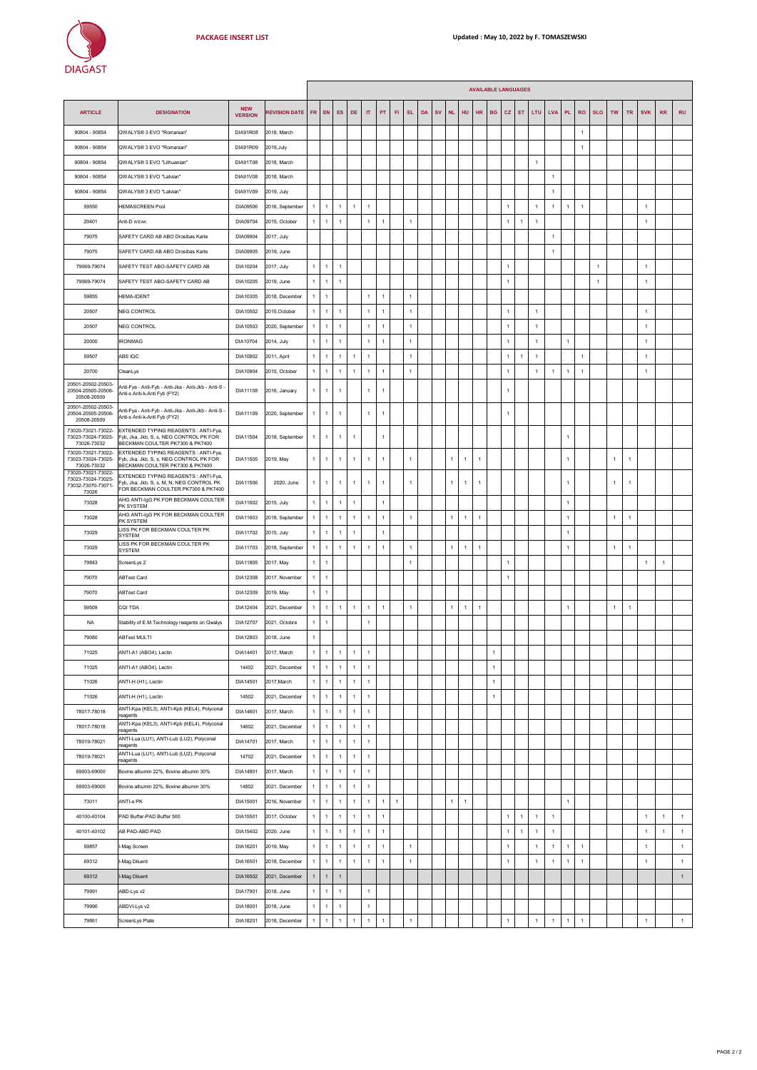| | | | | AVAILABLE LANGUAGES | | | | | | | | | | | | | | | | | | | | | | | | | |
|---|---|---|---|---|---|---|---|---|---|---|---|---|---|---|---|---|---|---|---|---|---|---|---|---|---|---|---|---|---|
| **ARTICLE** | **DESIGNATION** | **NEW VERSION** | **REVISION DATE** | **FR** | **EN** | **ES** | **DE** | **IT** | **PT** | **FI** | **EL** | **DA** | **SV** | **NL** | **HU** | **HR** | **BG** | **CZ** | **ET** | **LTU** | **LVA** | **PL** | **RO** | **SLO** | **TW** | **TR** | **SVK** | **KR** | **RU** |
| 90804 - 90854 | QWALYS® 3 EVO "Romanian" | DIA91R08 | 2018, March | | | | | | | | | | | | | | | | | | | | 1 | | | | | | |
| 90804 - 90854 | QWALYS® 3 EVO "Romanian" | DIA91R09 | 2019,July | | | | | | | | | | | | | | | | | | | | 1 | | | | | | |
| 90804 - 90854 | QWALYS® 3 EVO "Lithuanian" | DIA91T08 | 2018, March | | | | | | | | | | | | | | | | | 1 | | | | | | | | | |
| 90804 - 90854 | QWALYS® 3 EVO "Latvian" | DIA91V08 | 2018, March | | | | | | | | | | | | | | | | | | 1 | | | | | | | | |
| 90804 - 90854 | QWALYS® 3 EVO "Latvian" | DIA91V09 | 2019, July | | | | | | | | | | | | | | | | | | 1 | | | | | | | | |
| 59550 | HEMASCREEN Pool | DIA09506 | 2016, September | 1 | 1 | 1 | 1 | 1 | | | | | | | | | | 1 | | 1 | 1 | 1 | 1 | | | | 1 | | |
| 20401 | Anti-D WEAK | DIA09704 | 2015, October | 1 | 1 | 1 | | 1 | 1 | | 1 | | | | | | | 1 | 1 | 1 | | | | | | | 1 | | |
| 79075 | SAFETY CARD AB ABO Drosibas Karte | DIA09904 | 2017, July | | | | | | | | | | | | | | | | | | 1 | | | | | | | | |
| 79075 | SAFETY CARD AB ABO Drosibas Karte | DIA09905 | 2019, June | | | | | | | | | | | | | | | | | | 1 | | | | | | | | |
| 79069-79074 | SAFETY TEST ABO-SAFETY CARD AB | DIA10204 | 2017, July | 1 | 1 | 1 | | | | | | | | | | | | 1 | | | | | | 1 | | | 1 | | |
| 79069-79074 | SAFETY TEST ABO-SAFETY CARD AB | DIA10205 | 2019, June | 1 | 1 | 1 | | | | | | | | | | | | 1 | | | | | | 1 | | | 1 | | |
| 59855 | HEMA-IDENT | DIA10305 | 2018, December | 1 | 1 | | | 1 | 1 | | 1 | | | | | | | | | | | | | | | | | | |
| 20507 | NEG CONTROL | DIA10502 | 2015,October | 1 | 1 | 1 | | 1 | 1 | | 1 | | | | | | | 1 | | 1 | | | | | | | 1 | | |
| 20507 | NEG CONTROL | DIA10503 | 2020, September | 1 | 1 | 1 | | 1 | 1 | | 1 | | | | | | | 1 | | 1 | | | | | | | 1 | | |
| 20000 | IRONMAG | DIA10704 | 2014, July | 1 | 1 | 1 | | 1 | 1 | | 1 | | | | | | | 1 | | 1 | | 1 | | | | | 1 | | |
| 59507 | ABS IQC | DIA10802 | 2011, April | 1 | 1 | 1 | 1 | 1 | | | 1 | | | | | | | 1 | 1 | 1 | | | 1 | | | | 1 | | |
| 20700 | CleanLys | DIA10904 | 2015, October | 1 | 1 | 1 | 1 | 1 | 1 | | 1 | | | | | | | 1 | | 1 | 1 | 1 | 1 | | | | 1 | | |
| 20501-20502-20503-20504-20505-20506-20508-20509 | Anti-Fya - Anti-Fyb - Anti-Jka - Anti-Jkb - Anti-S - Anti-s Anti-k Anti Fyb (FY2) | DIA11108 | 2016, January | 1 | 1 | 1 | | 1 | 1 | | | | | | | | | 1 | | | | | | | | | | | |
| 20501-20502-20503-20504-20505-20506-20508-20509 | Anti-Fya - Anti-Fyb - Anti-Jka - Anti-Jkb - Anti-S - Anti-s Anti-k Anti Fyb (FY2) | DIA11109 | 2020, September | 1 | 1 | 1 | | 1 | 1 | | | | | | | | | 1 | | | | | | | | | | | |
| 73020-73021-73022-73023-73024-73025-73026-73032 | EXTENDED TYPING REAGENTS : ANTI-Fya, Fyb, Jka, Jkb, S, s, NEG CONTROL PK FOR BECKMAN COULTER PK7300 & PK7400 | DIA11504 | 2018, September | 1 | 1 | 1 | 1 | | 1 | | | | | | | | | | | | | 1 | | | | | | | |
| 73020-73021-73022-73023-73024-73025-73026-73032 | EXTENDED TYPING REAGENTS : ANTI-Fya, Fyb, Jka, Jkb, S, s, NEG CONTROL PK FOR BECKMAN COULTER PK7300 & PK7400 | DIA11505 | 2019, May | 1 | 1 | 1 | 1 | 1 | 1 | | 1 | | | 1 | 1 | 1 | | | | | | 1 | | | 1 | 1 | | | |
| 73020-73021-73022-73023-73024-73025-73032-73070-73071-73026 | EXTENDED TYPING REAGENTS : ANTI-Fya, Fyb, Jka, Jkb, S, s, M, N, NEG CONTROL PK FOR BECKMAN COULTER PK7300 & PK7400 | DIA11506 | 2020, June | 1 | 1 | 1 | 1 | 1 | 1 | | 1 | | | 1 | 1 | 1 | | | | | | 1 | | | 1 | 1 | | | |
| 73028 | AHG ANTI-IgG PK FOR BECKMAN COULTER PK SYSTEM | DIA11602 | 2015, July | 1 | 1 | 1 | | | 1 | | | | | | | | | | | | | 1 | | | | | | | |
| 73028 | AHG ANTI-IgG PK FOR BECKMAN COULTER PK SYSTEM | DIA11603 | 2018, September | 1 | 1 | 1 | 1 | 1 | 1 | | 1 | | | 1 | 1 | 1 | | | | | | 1 | | | 1 | 1 | | | |
| 73029 | LISS PK FOR BECKMAN COULTER PK SYSTEM | DIA11702 | 2015, July | 1 | 1 | 1 | 1 | | 1 | | | | | | | | | | | | | 1 | | | | | | | |
| 73029 | LISS PK FOR BECKMAN COULTER PK SYSTEM | DIA11703 | 2018, September | 1 | 1 | 1 | 1 | 1 | 1 | | 1 | | | 1 | 1 | 1 | | | | | | 1 | | | 1 | 1 | | | |
| 79843 | ScreenLys 2 | DIA11805 | 2017, May | 1 | 1 | | | | | | 1 | | | | | | | 1 | | | | | | | | | 1 | 1 | |
| 79070 | ABTest Card | DIA12308 | 2017, November | 1 | 1 | | | | | | | | | | | | | 1 | | | | | | | | | | | |
| 79070 | ABTest Card | DIA12309 | 2019, May | 1 | 1 | | | | | | | | | | | | | | | | | | | | | | | | |
| 59509 | CQI TDA | DIA12404 | 2021, December | 1 | 1 | 1 | 1 | 1 | 1 | | 1 | | | 1 | 1 | 1 | | | | | | 1 | | | 1 | 1 | | | |
| NA | Stability of E.M.Technology reagents on Qwalys | DIA12707 | 2021, Octobre | 1 | 1 | | | 1 | | | | | | | | | | | | | | | | | | | | | |
| 79080 | ABTest MULTI | DIA12803 | 2018, June | 1 | | | | | | | | | | | | | | | | | | | | | | | | | |
| 71025 | ANTI-A1 (ABO4), Lectin | DIA14401 | 2017, March | 1 | 1 | 1 | 1 | 1 | | | | | | | | | 1 | | | | | | | | | | | | |
| 71025 | ANTI-A1 (ABO4), Lectin | 14402 | 2021, December | 1 | 1 | 1 | 1 | 1 | | | | | | | | | 1 | | | | | | | | | | | | |
| 71026 | ANTI-H (H1), Lectin | DIA14501 | 2017,March | 1 | 1 | 1 | 1 | 1 | | | | | | | | | 1 | | | | | | | | | | | | |
| 71026 | ANTI-H (H1), Lectin | 14502 | 2021, December | 1 | 1 | 1 | 1 | 1 | | | | | | | | | 1 | | | | | | | | | | | | |
| 78017-78018 | ANTI-Kpa (KEL3), ANTI-Kpb (KEL4), Polyconal reagents | DIA14601 | 2017, March | 1 | 1 | 1 | 1 | 1 | | | | | | | | | | | | | | | | | | | | | |
| 78017-78018 | ANTI-Kpa (KEL3), ANTI-Kpb (KEL4), Polyconal reagents | 14602 | 2021, December | 1 | 1 | 1 | 1 | 1 | | | | | | | | | | | | | | | | | | | | | |
| 78019-78021 | ANTI-Lua (LU1), ANTI-Lub (LU2), Polyconal reagents | DIA14701 | 2017, March | 1 | 1 | 1 | 1 | 1 | | | | | | | | | | | | | | | | | | | | | |
| 78019-78021 | ANTI-Lua (LU1), ANTI-Lub (LU2), Polyconal reagents | 14702 | 2021, December | 1 | 1 | 1 | 1 | 1 | | | | | | | | | | | | | | | | | | | | | |
| 69003-69000 | Bovine albumin 22%, Bovine albumin 30% | DIA14801 | 2017, March | 1 | 1 | 1 | 1 | 1 | | | | | | | | | | | | | | | | | | | | | |
| 69003-69000 | Bovine albumin 22%, Bovine albumin 30% | 14802 | 2021, December | 1 | 1 | 1 | 1 | 1 | | | | | | | | | | | | | | | | | | | | | |
| 73011 | ANTI-e PK | DIA15001 | 2016, November | 1 | 1 | 1 | 1 | 1 | 1 | 1 | | | | 1 | 1 | | | | | | | 1 | | | | | | | |
| 40100-40104 | PAD Buffer-PAD Buffer 500 | DIA15501 | 2017, October | 1 | 1 | 1 | 1 | 1 | 1 | | | | | | | | | 1 | 1 | 1 | 1 | | | | | | 1 | 1 | 1 |
| 40101-40102 | AB PAD-ABD PAD | DIA15402 | 2020, June | 1 | 1 | 1 | 1 | 1 | 1 | | | | | | | | | 1 | 1 | 1 | 1 | | | | | | 1 | 1 | 1 |
| 59857 | I-Mag Screen | DIA16201 | 2019, May | 1 | 1 | 1 | 1 | 1 | 1 | | 1 | | | | | | | 1 | | 1 | 1 | 1 | 1 | | | | 1 | | 1 |
| 69312 | I-Mag Diluent | DIA16501 | 2018, December | 1 | 1 | 1 | 1 | 1 | 1 | | 1 | | | | | | | 1 | | 1 | 1 | 1 | 1 | | | | 1 | | 1 |
| 69312 | I-Mag Diluent | DIA16502 | 2021, December | 1 | 1 | 1 | | | | | | | | | | | | | | | | | | | | | | | 1 |
| 79991 | ABD-Lys v2 | DIA17901 | 2018, June | 1 | 1 | 1 | | 1 | | | | | | | | | | | | | | | | | | | | | |
| 79990 | ABDVI-Lys v2 | DIA18001 | 2018, June | 1 | 1 | 1 | | 1 | | | | | | | | | | | | | | | | | | | | | |
| 79861 | ScreenLys Plate | DIA18201 | 2018, December | 1 | 1 | 1 | 1 | 1 | 1 | | 1 | | | | | | | 1 | | 1 | 1 | 1 | 1 | | | | 1 | | 1 |